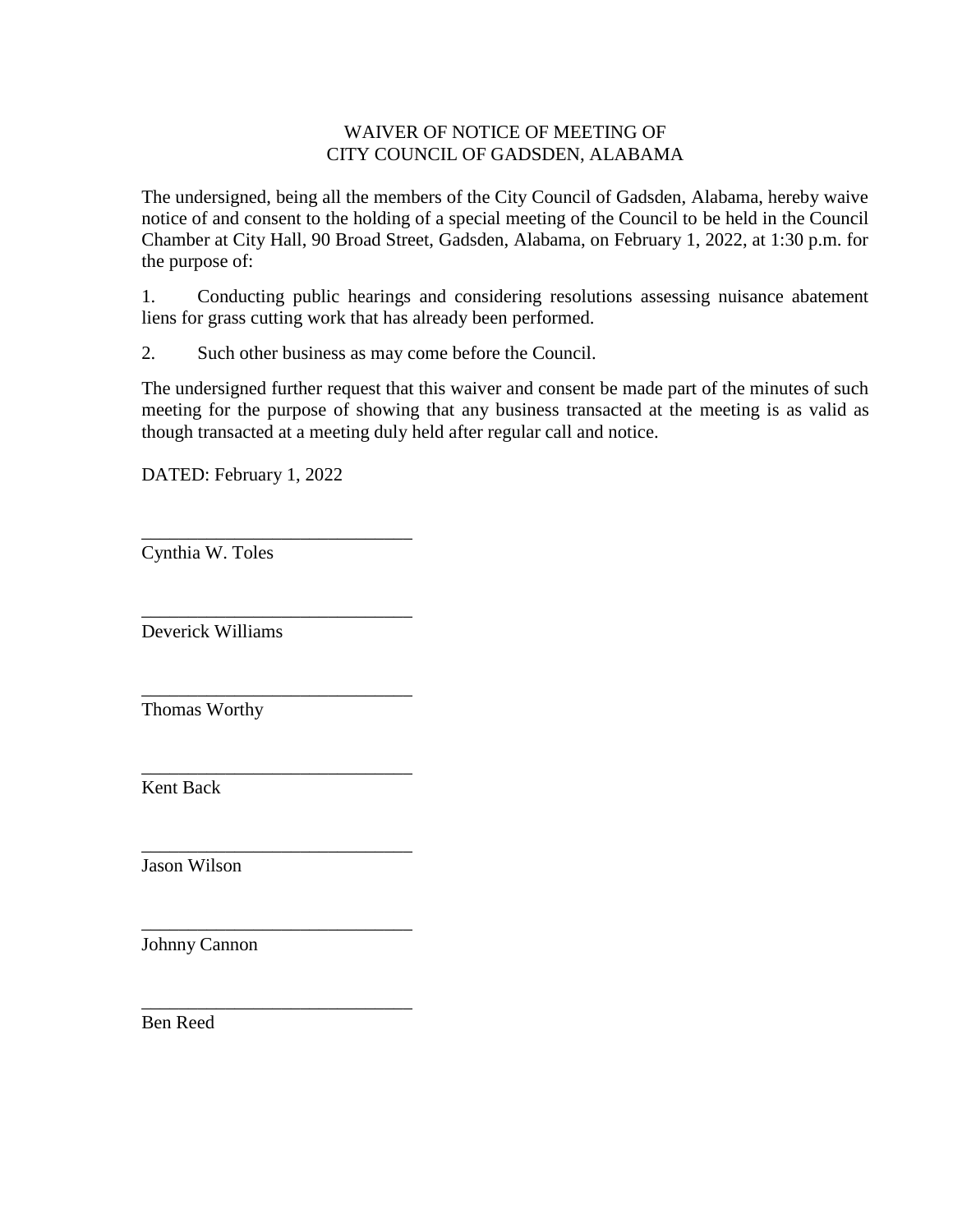# WAIVER OF NOTICE OF MEETING OF CITY COUNCIL OF GADSDEN, ALABAMA

The undersigned, being all the members of the City Council of Gadsden, Alabama, hereby waive notice of and consent to the holding of a special meeting of the Council to be held in the Council Chamber at City Hall, 90 Broad Street, Gadsden, Alabama, on February 1, 2022, at 1:30 p.m. for the purpose of:

1. Conducting public hearings and considering resolutions assessing nuisance abatement liens for grass cutting work that has already been performed.

2. Such other business as may come before the Council.

The undersigned further request that this waiver and consent be made part of the minutes of such meeting for the purpose of showing that any business transacted at the meeting is as valid as though transacted at a meeting duly held after regular call and notice.

DATED: February 1, 2022

_____________________________
Cynthia W. Toles

_____________________________
Deverick Williams

_____________________________
Thomas Worthy

_____________________________
Kent Back

_____________________________
Jason Wilson

_____________________________
Johnny Cannon

_____________________________
Ben Reed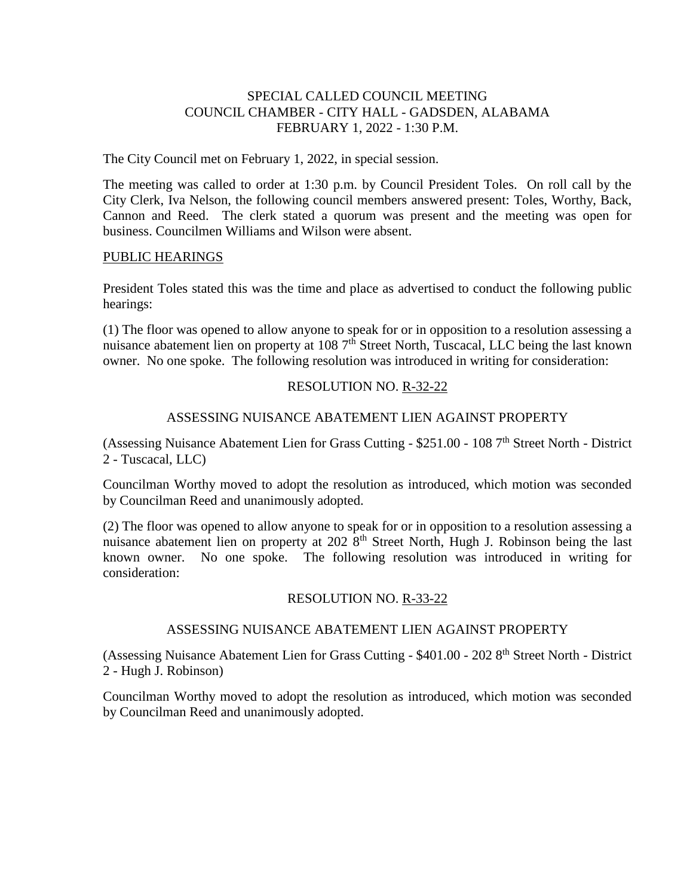SPECIAL CALLED COUNCIL MEETING
COUNCIL CHAMBER - CITY HALL - GADSDEN, ALABAMA
FEBRUARY 1, 2022 - 1:30 P.M.

The City Council met on February 1, 2022, in special session.

The meeting was called to order at 1:30 p.m. by Council President Toles. On roll call by the City Clerk, Iva Nelson, the following council members answered present: Toles, Worthy, Back, Cannon and Reed. The clerk stated a quorum was present and the meeting was open for business. Councilmen Williams and Wilson were absent.

PUBLIC HEARINGS

President Toles stated this was the time and place as advertised to conduct the following public hearings:

(1) The floor was opened to allow anyone to speak for or in opposition to a resolution assessing a nuisance abatement lien on property at 108 7th Street North, Tuscacal, LLC being the last known owner. No one spoke. The following resolution was introduced in writing for consideration:

RESOLUTION NO. R-32-22

ASSESSING NUISANCE ABATEMENT LIEN AGAINST PROPERTY

(Assessing Nuisance Abatement Lien for Grass Cutting - $251.00 - 108 7th Street North - District 2 - Tuscacal, LLC)

Councilman Worthy moved to adopt the resolution as introduced, which motion was seconded by Councilman Reed and unanimously adopted.

(2) The floor was opened to allow anyone to speak for or in opposition to a resolution assessing a nuisance abatement lien on property at 202 8th Street North, Hugh J. Robinson being the last known owner. No one spoke. The following resolution was introduced in writing for consideration:

RESOLUTION NO. R-33-22

ASSESSING NUISANCE ABATEMENT LIEN AGAINST PROPERTY

(Assessing Nuisance Abatement Lien for Grass Cutting - $401.00 - 202 8th Street North - District 2 - Hugh J. Robinson)

Councilman Worthy moved to adopt the resolution as introduced, which motion was seconded by Councilman Reed and unanimously adopted.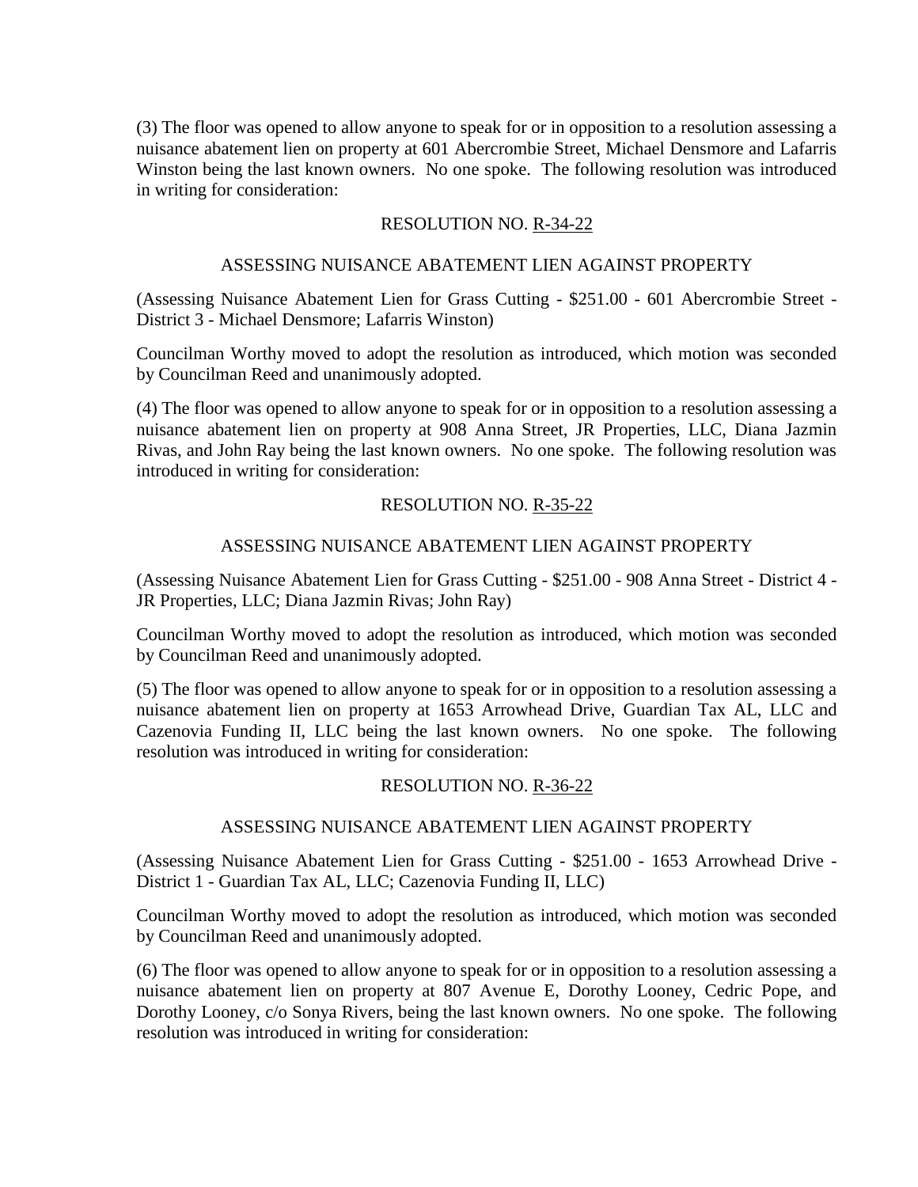(3) The floor was opened to allow anyone to speak for or in opposition to a resolution assessing a nuisance abatement lien on property at 601 Abercrombie Street, Michael Densmore and Lafarris Winston being the last known owners. No one spoke. The following resolution was introduced in writing for consideration:

RESOLUTION NO. R-34-22

ASSESSING NUISANCE ABATEMENT LIEN AGAINST PROPERTY

(Assessing Nuisance Abatement Lien for Grass Cutting - $251.00 - 601 Abercrombie Street - District 3 - Michael Densmore; Lafarris Winston)

Councilman Worthy moved to adopt the resolution as introduced, which motion was seconded by Councilman Reed and unanimously adopted.

(4) The floor was opened to allow anyone to speak for or in opposition to a resolution assessing a nuisance abatement lien on property at 908 Anna Street, JR Properties, LLC, Diana Jazmin Rivas, and John Ray being the last known owners. No one spoke. The following resolution was introduced in writing for consideration:

RESOLUTION NO. R-35-22

ASSESSING NUISANCE ABATEMENT LIEN AGAINST PROPERTY

(Assessing Nuisance Abatement Lien for Grass Cutting - $251.00 - 908 Anna Street - District 4 - JR Properties, LLC; Diana Jazmin Rivas; John Ray)

Councilman Worthy moved to adopt the resolution as introduced, which motion was seconded by Councilman Reed and unanimously adopted.

(5) The floor was opened to allow anyone to speak for or in opposition to a resolution assessing a nuisance abatement lien on property at 1653 Arrowhead Drive, Guardian Tax AL, LLC and Cazenovia Funding II, LLC being the last known owners. No one spoke. The following resolution was introduced in writing for consideration:

RESOLUTION NO. R-36-22

ASSESSING NUISANCE ABATEMENT LIEN AGAINST PROPERTY

(Assessing Nuisance Abatement Lien for Grass Cutting - $251.00 - 1653 Arrowhead Drive - District 1 - Guardian Tax AL, LLC; Cazenovia Funding II, LLC)

Councilman Worthy moved to adopt the resolution as introduced, which motion was seconded by Councilman Reed and unanimously adopted.

(6) The floor was opened to allow anyone to speak for or in opposition to a resolution assessing a nuisance abatement lien on property at 807 Avenue E, Dorothy Looney, Cedric Pope, and Dorothy Looney, c/o Sonya Rivers, being the last known owners. No one spoke. The following resolution was introduced in writing for consideration: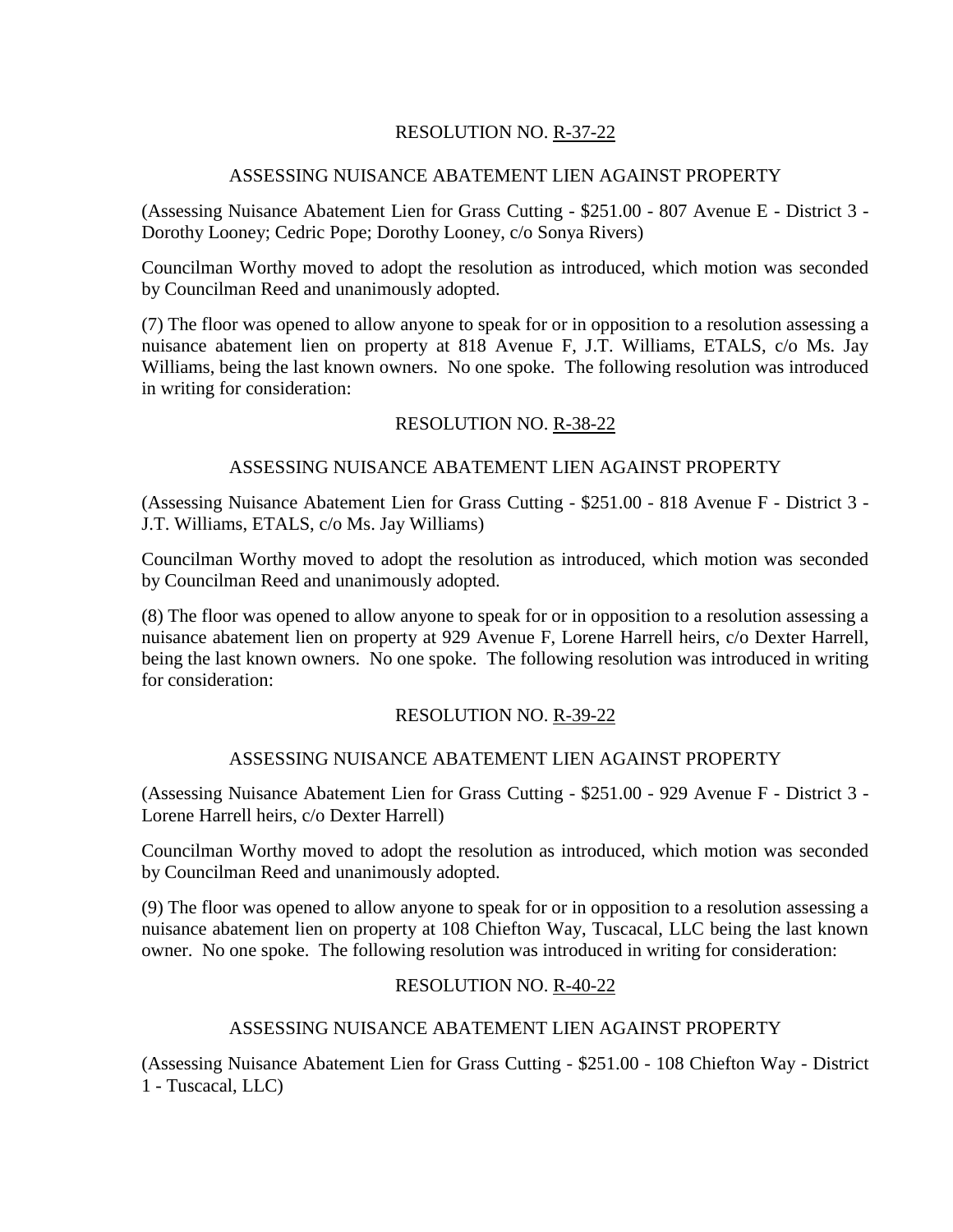RESOLUTION NO. R-37-22

ASSESSING NUISANCE ABATEMENT LIEN AGAINST PROPERTY

(Assessing Nuisance Abatement Lien for Grass Cutting - $251.00 - 807 Avenue E - District 3 - Dorothy Looney; Cedric Pope; Dorothy Looney, c/o Sonya Rivers)

Councilman Worthy moved to adopt the resolution as introduced, which motion was seconded by Councilman Reed and unanimously adopted.

(7) The floor was opened to allow anyone to speak for or in opposition to a resolution assessing a nuisance abatement lien on property at 818 Avenue F, J.T. Williams, ETALS, c/o Ms. Jay Williams, being the last known owners. No one spoke. The following resolution was introduced in writing for consideration:

RESOLUTION NO. R-38-22

ASSESSING NUISANCE ABATEMENT LIEN AGAINST PROPERTY

(Assessing Nuisance Abatement Lien for Grass Cutting - $251.00 - 818 Avenue F - District 3 - J.T. Williams, ETALS, c/o Ms. Jay Williams)

Councilman Worthy moved to adopt the resolution as introduced, which motion was seconded by Councilman Reed and unanimously adopted.

(8) The floor was opened to allow anyone to speak for or in opposition to a resolution assessing a nuisance abatement lien on property at 929 Avenue F, Lorene Harrell heirs, c/o Dexter Harrell, being the last known owners. No one spoke. The following resolution was introduced in writing for consideration:

RESOLUTION NO. R-39-22

ASSESSING NUISANCE ABATEMENT LIEN AGAINST PROPERTY

(Assessing Nuisance Abatement Lien for Grass Cutting - $251.00 - 929 Avenue F - District 3 - Lorene Harrell heirs, c/o Dexter Harrell)

Councilman Worthy moved to adopt the resolution as introduced, which motion was seconded by Councilman Reed and unanimously adopted.

(9) The floor was opened to allow anyone to speak for or in opposition to a resolution assessing a nuisance abatement lien on property at 108 Chiefton Way, Tuscacal, LLC being the last known owner. No one spoke. The following resolution was introduced in writing for consideration:

RESOLUTION NO. R-40-22

ASSESSING NUISANCE ABATEMENT LIEN AGAINST PROPERTY

(Assessing Nuisance Abatement Lien for Grass Cutting - $251.00 - 108 Chiefton Way - District 1 - Tuscacal, LLC)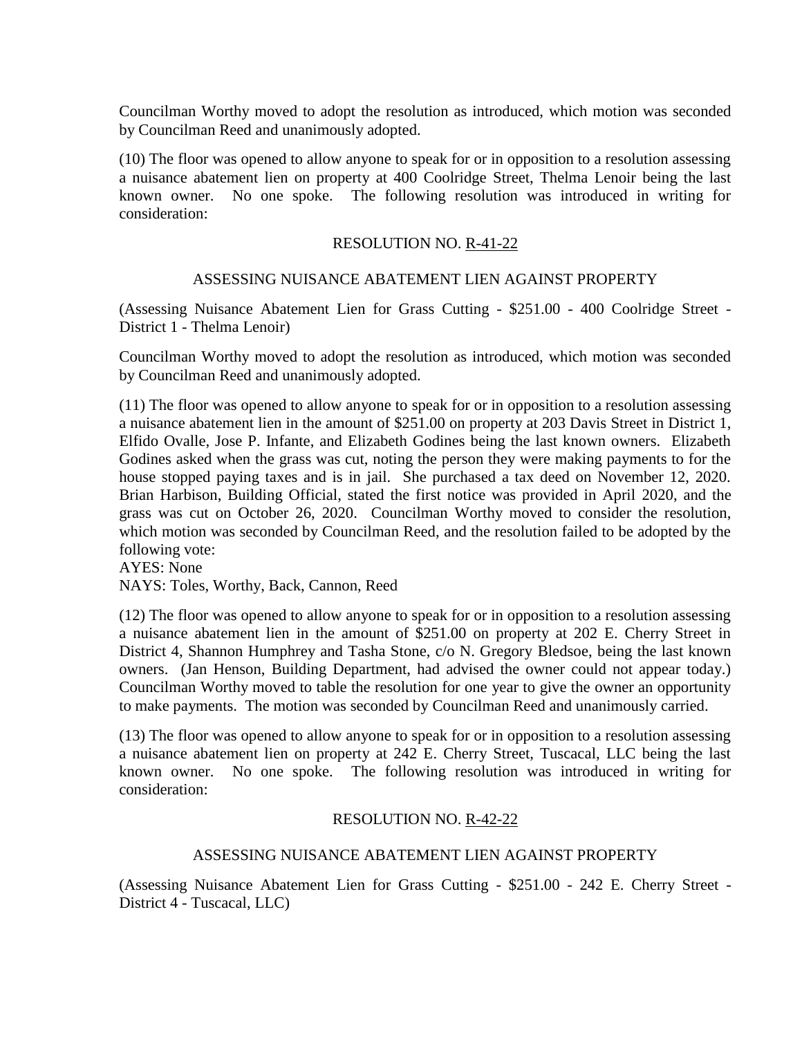Councilman Worthy moved to adopt the resolution as introduced, which motion was seconded by Councilman Reed and unanimously adopted.

(10) The floor was opened to allow anyone to speak for or in opposition to a resolution assessing a nuisance abatement lien on property at 400 Coolridge Street, Thelma Lenoir being the last known owner. No one spoke. The following resolution was introduced in writing for consideration:

RESOLUTION NO. R-41-22

ASSESSING NUISANCE ABATEMENT LIEN AGAINST PROPERTY

(Assessing Nuisance Abatement Lien for Grass Cutting - $251.00 - 400 Coolridge Street - District 1 - Thelma Lenoir)

Councilman Worthy moved to adopt the resolution as introduced, which motion was seconded by Councilman Reed and unanimously adopted.

(11) The floor was opened to allow anyone to speak for or in opposition to a resolution assessing a nuisance abatement lien in the amount of $251.00 on property at 203 Davis Street in District 1, Elfido Ovalle, Jose P. Infante, and Elizabeth Godines being the last known owners. Elizabeth Godines asked when the grass was cut, noting the person they were making payments to for the house stopped paying taxes and is in jail. She purchased a tax deed on November 12, 2020. Brian Harbison, Building Official, stated the first notice was provided in April 2020, and the grass was cut on October 26, 2020. Councilman Worthy moved to consider the resolution, which motion was seconded by Councilman Reed, and the resolution failed to be adopted by the following vote:
AYES: None
NAYS: Toles, Worthy, Back, Cannon, Reed

(12) The floor was opened to allow anyone to speak for or in opposition to a resolution assessing a nuisance abatement lien in the amount of $251.00 on property at 202 E. Cherry Street in District 4, Shannon Humphrey and Tasha Stone, c/o N. Gregory Bledsoe, being the last known owners. (Jan Henson, Building Department, had advised the owner could not appear today.) Councilman Worthy moved to table the resolution for one year to give the owner an opportunity to make payments. The motion was seconded by Councilman Reed and unanimously carried.

(13) The floor was opened to allow anyone to speak for or in opposition to a resolution assessing a nuisance abatement lien on property at 242 E. Cherry Street, Tuscacal, LLC being the last known owner. No one spoke. The following resolution was introduced in writing for consideration:

RESOLUTION NO. R-42-22

ASSESSING NUISANCE ABATEMENT LIEN AGAINST PROPERTY

(Assessing Nuisance Abatement Lien for Grass Cutting - $251.00 - 242 E. Cherry Street - District 4 - Tuscacal, LLC)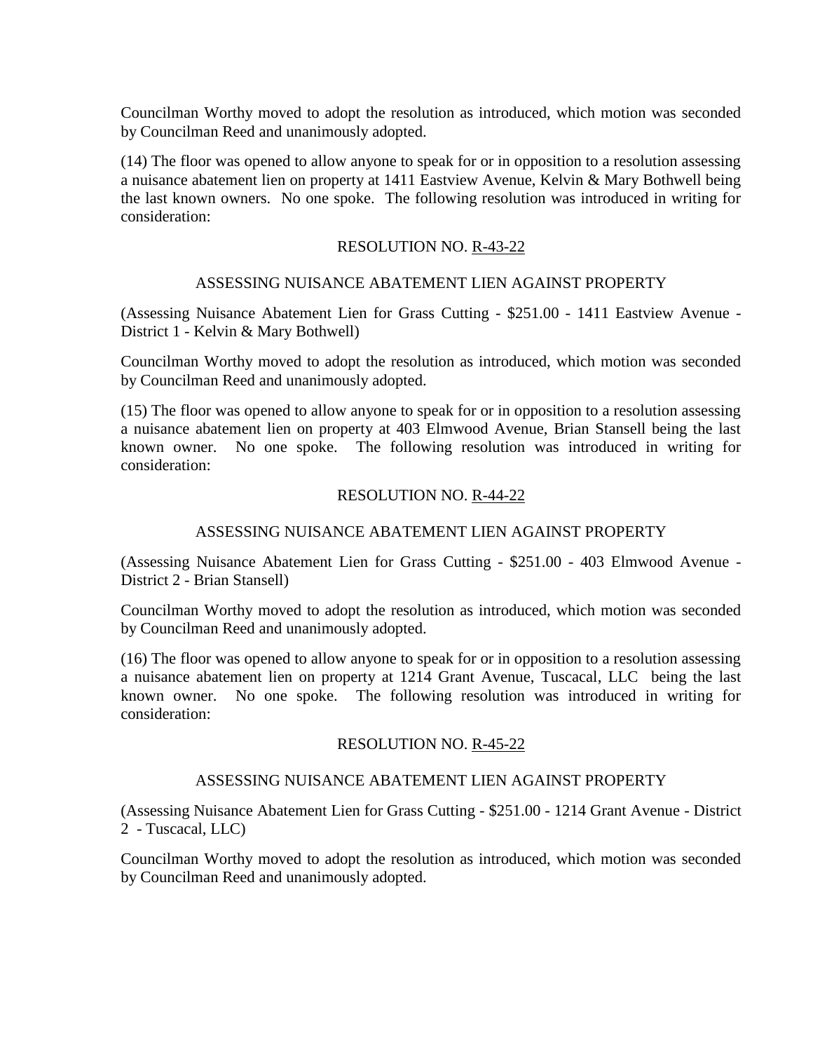Councilman Worthy moved to adopt the resolution as introduced, which motion was seconded by Councilman Reed and unanimously adopted.

(14) The floor was opened to allow anyone to speak for or in opposition to a resolution assessing a nuisance abatement lien on property at 1411 Eastview Avenue, Kelvin & Mary Bothwell being the last known owners. No one spoke. The following resolution was introduced in writing for consideration:

RESOLUTION NO. R-43-22

ASSESSING NUISANCE ABATEMENT LIEN AGAINST PROPERTY

(Assessing Nuisance Abatement Lien for Grass Cutting - $251.00 - 1411 Eastview Avenue - District 1 - Kelvin & Mary Bothwell)

Councilman Worthy moved to adopt the resolution as introduced, which motion was seconded by Councilman Reed and unanimously adopted.

(15) The floor was opened to allow anyone to speak for or in opposition to a resolution assessing a nuisance abatement lien on property at 403 Elmwood Avenue, Brian Stansell being the last known owner. No one spoke. The following resolution was introduced in writing for consideration:

RESOLUTION NO. R-44-22

ASSESSING NUISANCE ABATEMENT LIEN AGAINST PROPERTY

(Assessing Nuisance Abatement Lien for Grass Cutting - $251.00 - 403 Elmwood Avenue - District 2 - Brian Stansell)

Councilman Worthy moved to adopt the resolution as introduced, which motion was seconded by Councilman Reed and unanimously adopted.

(16) The floor was opened to allow anyone to speak for or in opposition to a resolution assessing a nuisance abatement lien on property at 1214 Grant Avenue, Tuscacal, LLC being the last known owner. No one spoke. The following resolution was introduced in writing for consideration:

RESOLUTION NO. R-45-22

ASSESSING NUISANCE ABATEMENT LIEN AGAINST PROPERTY

(Assessing Nuisance Abatement Lien for Grass Cutting - $251.00 - 1214 Grant Avenue - District 2 - Tuscacal, LLC)

Councilman Worthy moved to adopt the resolution as introduced, which motion was seconded by Councilman Reed and unanimously adopted.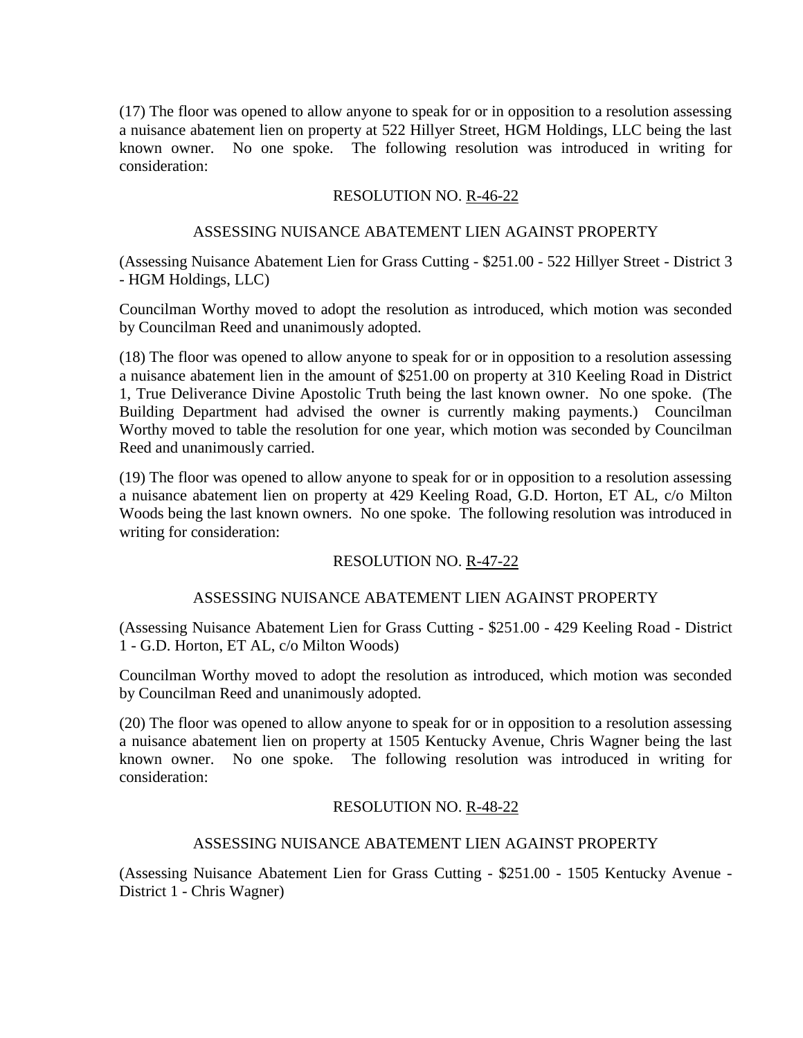(17) The floor was opened to allow anyone to speak for or in opposition to a resolution assessing a nuisance abatement lien on property at 522 Hillyer Street, HGM Holdings, LLC being the last known owner. No one spoke. The following resolution was introduced in writing for consideration:

RESOLUTION NO. R-46-22

ASSESSING NUISANCE ABATEMENT LIEN AGAINST PROPERTY

(Assessing Nuisance Abatement Lien for Grass Cutting - $251.00 - 522 Hillyer Street - District 3 - HGM Holdings, LLC)

Councilman Worthy moved to adopt the resolution as introduced, which motion was seconded by Councilman Reed and unanimously adopted.

(18) The floor was opened to allow anyone to speak for or in opposition to a resolution assessing a nuisance abatement lien in the amount of $251.00 on property at 310 Keeling Road in District 1, True Deliverance Divine Apostolic Truth being the last known owner. No one spoke. (The Building Department had advised the owner is currently making payments.) Councilman Worthy moved to table the resolution for one year, which motion was seconded by Councilman Reed and unanimously carried.

(19) The floor was opened to allow anyone to speak for or in opposition to a resolution assessing a nuisance abatement lien on property at 429 Keeling Road, G.D. Horton, ET AL, c/o Milton Woods being the last known owners. No one spoke. The following resolution was introduced in writing for consideration:

RESOLUTION NO. R-47-22

ASSESSING NUISANCE ABATEMENT LIEN AGAINST PROPERTY

(Assessing Nuisance Abatement Lien for Grass Cutting - $251.00 - 429 Keeling Road - District 1 - G.D. Horton, ET AL, c/o Milton Woods)

Councilman Worthy moved to adopt the resolution as introduced, which motion was seconded by Councilman Reed and unanimously adopted.

(20) The floor was opened to allow anyone to speak for or in opposition to a resolution assessing a nuisance abatement lien on property at 1505 Kentucky Avenue, Chris Wagner being the last known owner. No one spoke. The following resolution was introduced in writing for consideration:

RESOLUTION NO. R-48-22

ASSESSING NUISANCE ABATEMENT LIEN AGAINST PROPERTY

(Assessing Nuisance Abatement Lien for Grass Cutting - $251.00 - 1505 Kentucky Avenue - District 1 - Chris Wagner)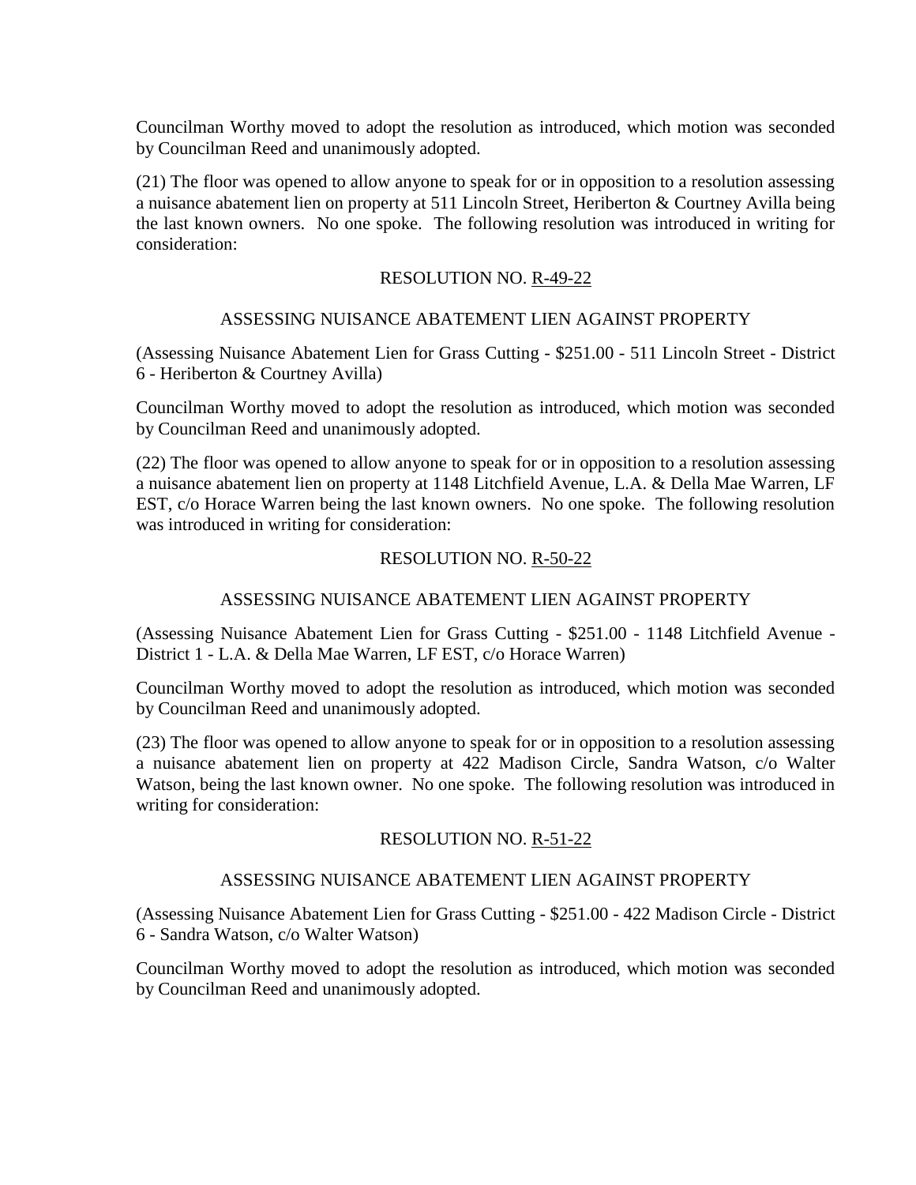Councilman Worthy moved to adopt the resolution as introduced, which motion was seconded by Councilman Reed and unanimously adopted.

(21) The floor was opened to allow anyone to speak for or in opposition to a resolution assessing a nuisance abatement lien on property at 511 Lincoln Street, Heriberton & Courtney Avilla being the last known owners. No one spoke. The following resolution was introduced in writing for consideration:

RESOLUTION NO. R-49-22

ASSESSING NUISANCE ABATEMENT LIEN AGAINST PROPERTY

(Assessing Nuisance Abatement Lien for Grass Cutting - $251.00 - 511 Lincoln Street - District 6 - Heriberton & Courtney Avilla)

Councilman Worthy moved to adopt the resolution as introduced, which motion was seconded by Councilman Reed and unanimously adopted.

(22) The floor was opened to allow anyone to speak for or in opposition to a resolution assessing a nuisance abatement lien on property at 1148 Litchfield Avenue, L.A. & Della Mae Warren, LF EST, c/o Horace Warren being the last known owners. No one spoke. The following resolution was introduced in writing for consideration:

RESOLUTION NO. R-50-22

ASSESSING NUISANCE ABATEMENT LIEN AGAINST PROPERTY

(Assessing Nuisance Abatement Lien for Grass Cutting - $251.00 - 1148 Litchfield Avenue - District 1 - L.A. & Della Mae Warren, LF EST, c/o Horace Warren)

Councilman Worthy moved to adopt the resolution as introduced, which motion was seconded by Councilman Reed and unanimously adopted.

(23) The floor was opened to allow anyone to speak for or in opposition to a resolution assessing a nuisance abatement lien on property at 422 Madison Circle, Sandra Watson, c/o Walter Watson, being the last known owner. No one spoke. The following resolution was introduced in writing for consideration:

RESOLUTION NO. R-51-22

ASSESSING NUISANCE ABATEMENT LIEN AGAINST PROPERTY

(Assessing Nuisance Abatement Lien for Grass Cutting - $251.00 - 422 Madison Circle - District 6 - Sandra Watson, c/o Walter Watson)

Councilman Worthy moved to adopt the resolution as introduced, which motion was seconded by Councilman Reed and unanimously adopted.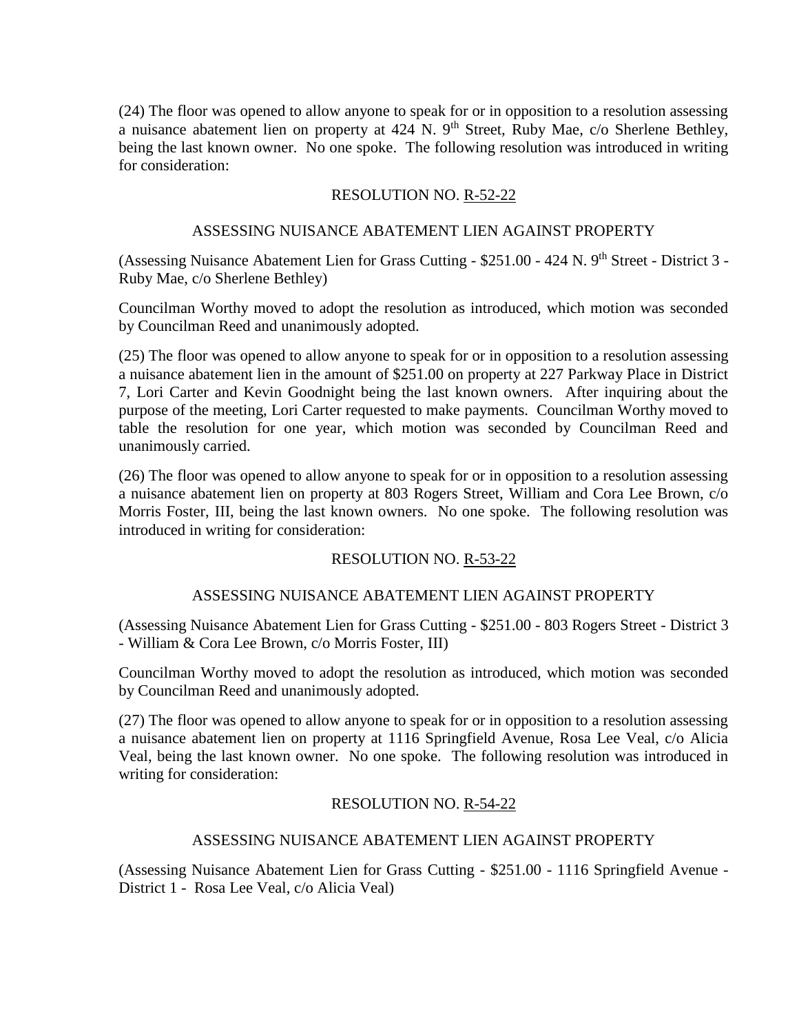(24) The floor was opened to allow anyone to speak for or in opposition to a resolution assessing a nuisance abatement lien on property at 424 N. 9th Street, Ruby Mae, c/o Sherlene Bethley, being the last known owner. No one spoke. The following resolution was introduced in writing for consideration:

RESOLUTION NO. R-52-22

ASSESSING NUISANCE ABATEMENT LIEN AGAINST PROPERTY

(Assessing Nuisance Abatement Lien for Grass Cutting - $251.00 - 424 N. 9th Street - District 3 - Ruby Mae, c/o Sherlene Bethley)

Councilman Worthy moved to adopt the resolution as introduced, which motion was seconded by Councilman Reed and unanimously adopted.

(25) The floor was opened to allow anyone to speak for or in opposition to a resolution assessing a nuisance abatement lien in the amount of $251.00 on property at 227 Parkway Place in District 7, Lori Carter and Kevin Goodnight being the last known owners. After inquiring about the purpose of the meeting, Lori Carter requested to make payments. Councilman Worthy moved to table the resolution for one year, which motion was seconded by Councilman Reed and unanimously carried.

(26) The floor was opened to allow anyone to speak for or in opposition to a resolution assessing a nuisance abatement lien on property at 803 Rogers Street, William and Cora Lee Brown, c/o Morris Foster, III, being the last known owners. No one spoke. The following resolution was introduced in writing for consideration:

RESOLUTION NO. R-53-22

ASSESSING NUISANCE ABATEMENT LIEN AGAINST PROPERTY

(Assessing Nuisance Abatement Lien for Grass Cutting - $251.00 - 803 Rogers Street - District 3 - William & Cora Lee Brown, c/o Morris Foster, III)

Councilman Worthy moved to adopt the resolution as introduced, which motion was seconded by Councilman Reed and unanimously adopted.

(27) The floor was opened to allow anyone to speak for or in opposition to a resolution assessing a nuisance abatement lien on property at 1116 Springfield Avenue, Rosa Lee Veal, c/o Alicia Veal, being the last known owner. No one spoke. The following resolution was introduced in writing for consideration:

RESOLUTION NO. R-54-22

ASSESSING NUISANCE ABATEMENT LIEN AGAINST PROPERTY

(Assessing Nuisance Abatement Lien for Grass Cutting - $251.00 - 1116 Springfield Avenue - District 1 - Rosa Lee Veal, c/o Alicia Veal)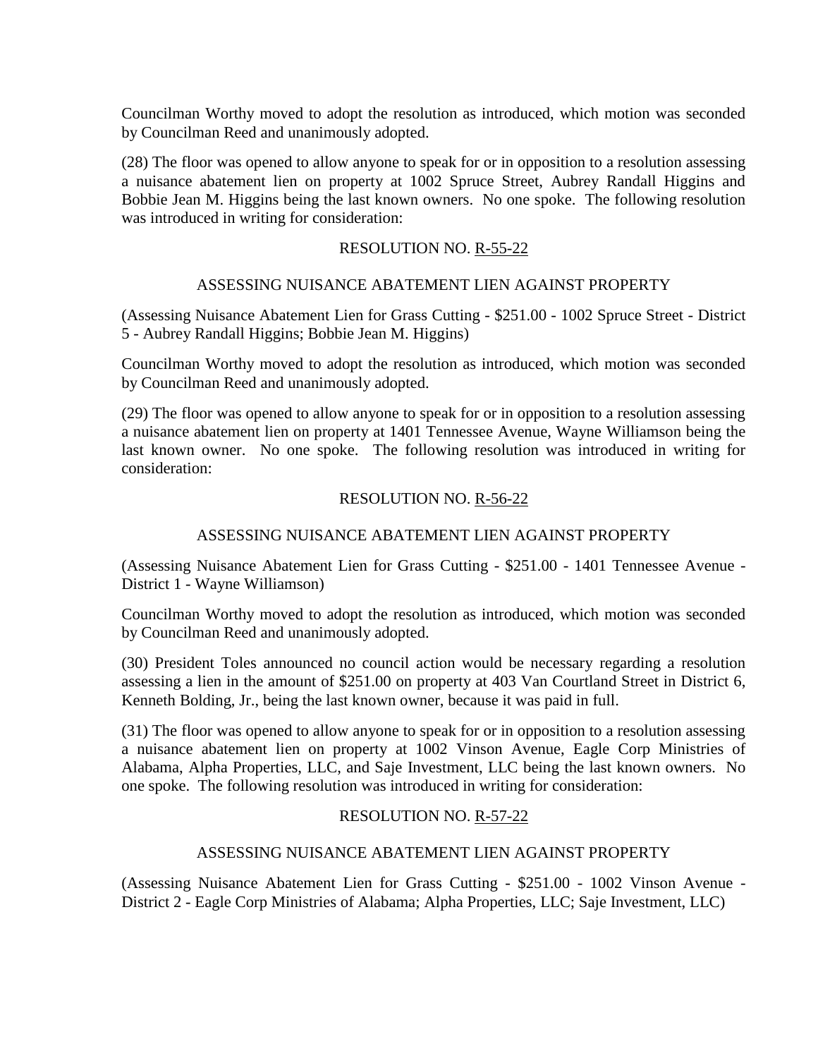Councilman Worthy moved to adopt the resolution as introduced, which motion was seconded by Councilman Reed and unanimously adopted.

(28) The floor was opened to allow anyone to speak for or in opposition to a resolution assessing a nuisance abatement lien on property at 1002 Spruce Street, Aubrey Randall Higgins and Bobbie Jean M. Higgins being the last known owners. No one spoke. The following resolution was introduced in writing for consideration:

RESOLUTION NO. R-55-22

ASSESSING NUISANCE ABATEMENT LIEN AGAINST PROPERTY

(Assessing Nuisance Abatement Lien for Grass Cutting - $251.00 - 1002 Spruce Street - District 5 - Aubrey Randall Higgins; Bobbie Jean M. Higgins)

Councilman Worthy moved to adopt the resolution as introduced, which motion was seconded by Councilman Reed and unanimously adopted.

(29) The floor was opened to allow anyone to speak for or in opposition to a resolution assessing a nuisance abatement lien on property at 1401 Tennessee Avenue, Wayne Williamson being the last known owner. No one spoke. The following resolution was introduced in writing for consideration:

RESOLUTION NO. R-56-22

ASSESSING NUISANCE ABATEMENT LIEN AGAINST PROPERTY

(Assessing Nuisance Abatement Lien for Grass Cutting - $251.00 - 1401 Tennessee Avenue - District 1 - Wayne Williamson)

Councilman Worthy moved to adopt the resolution as introduced, which motion was seconded by Councilman Reed and unanimously adopted.

(30) President Toles announced no council action would be necessary regarding a resolution assessing a lien in the amount of $251.00 on property at 403 Van Courtland Street in District 6, Kenneth Bolding, Jr., being the last known owner, because it was paid in full.

(31) The floor was opened to allow anyone to speak for or in opposition to a resolution assessing a nuisance abatement lien on property at 1002 Vinson Avenue, Eagle Corp Ministries of Alabama, Alpha Properties, LLC, and Saje Investment, LLC being the last known owners. No one spoke. The following resolution was introduced in writing for consideration:

RESOLUTION NO. R-57-22

ASSESSING NUISANCE ABATEMENT LIEN AGAINST PROPERTY

(Assessing Nuisance Abatement Lien for Grass Cutting - $251.00 - 1002 Vinson Avenue - District 2 - Eagle Corp Ministries of Alabama; Alpha Properties, LLC; Saje Investment, LLC)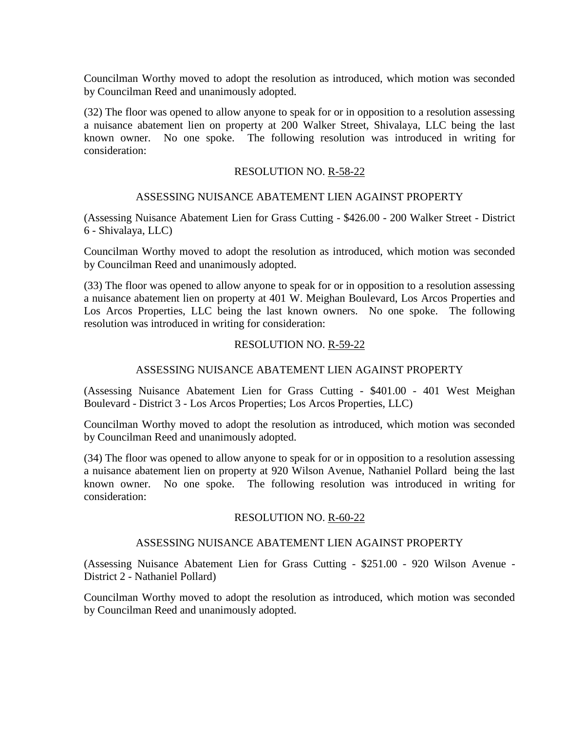Councilman Worthy moved to adopt the resolution as introduced, which motion was seconded by Councilman Reed and unanimously adopted.

(32) The floor was opened to allow anyone to speak for or in opposition to a resolution assessing a nuisance abatement lien on property at 200 Walker Street, Shivalaya, LLC being the last known owner. No one spoke. The following resolution was introduced in writing for consideration:

RESOLUTION NO. R-58-22

ASSESSING NUISANCE ABATEMENT LIEN AGAINST PROPERTY

(Assessing Nuisance Abatement Lien for Grass Cutting - $426.00 - 200 Walker Street - District 6 - Shivalaya, LLC)

Councilman Worthy moved to adopt the resolution as introduced, which motion was seconded by Councilman Reed and unanimously adopted.

(33) The floor was opened to allow anyone to speak for or in opposition to a resolution assessing a nuisance abatement lien on property at 401 W. Meighan Boulevard, Los Arcos Properties and Los Arcos Properties, LLC being the last known owners. No one spoke. The following resolution was introduced in writing for consideration:

RESOLUTION NO. R-59-22

ASSESSING NUISANCE ABATEMENT LIEN AGAINST PROPERTY

(Assessing Nuisance Abatement Lien for Grass Cutting - $401.00 - 401 West Meighan Boulevard - District 3 - Los Arcos Properties; Los Arcos Properties, LLC)

Councilman Worthy moved to adopt the resolution as introduced, which motion was seconded by Councilman Reed and unanimously adopted.

(34) The floor was opened to allow anyone to speak for or in opposition to a resolution assessing a nuisance abatement lien on property at 920 Wilson Avenue, Nathaniel Pollard being the last known owner. No one spoke. The following resolution was introduced in writing for consideration:

RESOLUTION NO. R-60-22

ASSESSING NUISANCE ABATEMENT LIEN AGAINST PROPERTY

(Assessing Nuisance Abatement Lien for Grass Cutting - $251.00 - 920 Wilson Avenue - District 2 - Nathaniel Pollard)

Councilman Worthy moved to adopt the resolution as introduced, which motion was seconded by Councilman Reed and unanimously adopted.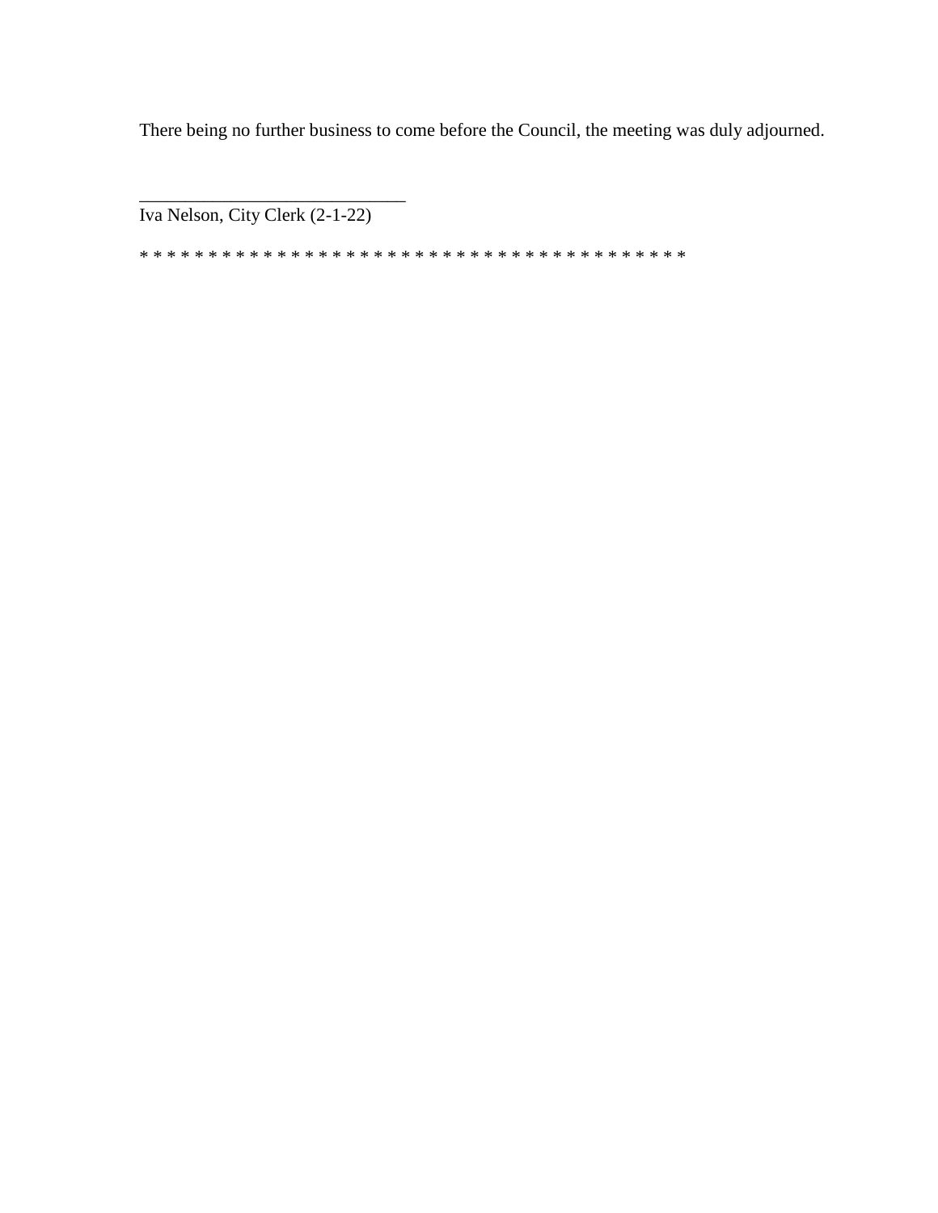There being no further business to come before the Council, the meeting was duly adjourned.

______________________________
Iva Nelson, City Clerk (2-1-22)

* * * * * * * * * * * * * * * * * * * * * * * * * * * * * * * * * * * * * * * * *